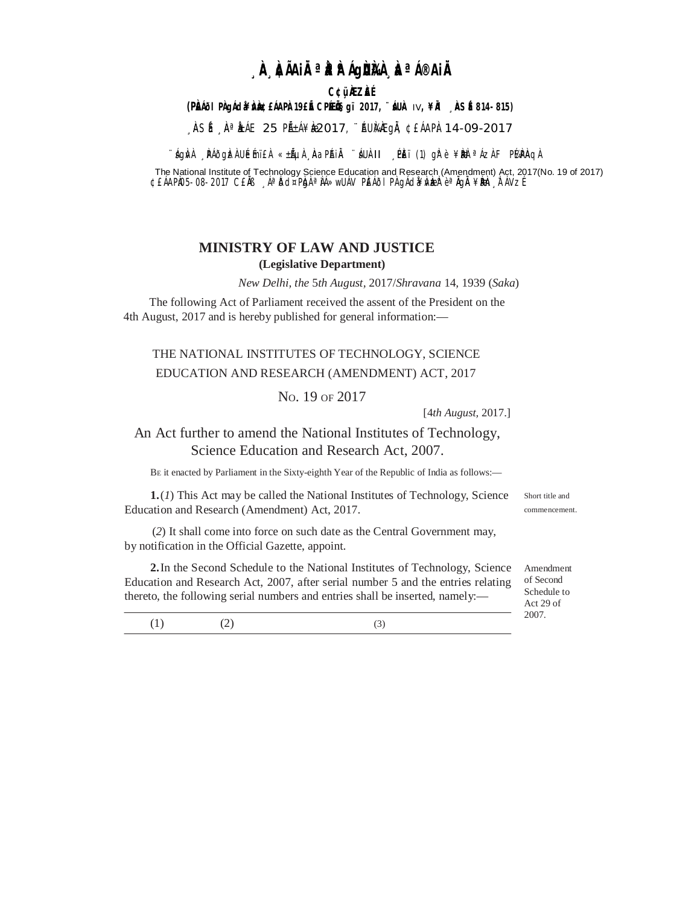¸ÀA¸À¢ÃAiÀÄ ªÀåªÀºÁgÀUÀ¼ÀÄ ¸ÀaªÁ®AiÀÄ

C¢ü¸ÀÆZÀ£É

(PÀ£ÁðlPÀ gÁdå¥ÀvÀæ ¢£ÁAPÀ 19£Éà CPÉÆÖçgï 2017, ¨sÁUÀ IV, ¥ÀÄl ¸ÀASÉå 814-815)

¸ÀASÉå ¸ÀAªÀå±ÁE 25 PÉÃ±Á¥Àæ 2017, ¨ÉAUÀ¼ÀÆgÀÄ, ¢£ÁAPÀ 14-09-2017

¨sÁgÀvÀ ¸ÀPÁðgÀzÀ UÉÃmï£À «±ÉÃµÀ ¸ÀAaPÉAiÀÄ ¨sÁUÀ II ¸ÉPÀëï (1) gÀ°è ¥ÀæPÀlªÁzÀ F PÉ¼ÀPÀAqÀ

The National Institute of Technology Science Education and Research (Amendment) Act, 2017(No. 19 of 2017)

¢£ÁAPÀ 05-08-2017 C£ÀÄß ¸ÁªÀðd¤PÀgÀ ªÀiÁ»wUÁV PÀ£ÁðlPÀ gÁdå¥ÀvÀæzÀ°è ªÀÄgÀÄ ¥ÀæPÀn¸À¯ÁVzÉ

## MINISTRY OF LAW AND JUSTICE

**(Legislative Department)**

*New Delhi, the* 5*th August*, 2017/*Shravana* 14, 1939 (*Saka*)

The following Act of Parliament received the assent of the President on the 4th August, 2017 and is hereby published for general information:—

# THE NATIONAL INSTITUTES OF TECHNOLOGY, SCIENCE EDUCATION AND RESEARCH (AMENDMENT) ACT, 2017

NO. 19 OF 2017

[4*th August*, 2017.]

An Act further to amend the National Institutes of Technology, Science Education and Research Act, 2007.

BE it enacted by Parliament in the Sixty-eighth Year of the Republic of India as follows:—

*Short title and commencement.*

**1.** (*1*) This Act may be called the National Institutes of Technology, Science Education and Research (Amendment) Act, 2017.

(*2*) It shall come into force on such date as the Central Government may, by notification in the Official Gazette, appoint.

*Amendment of Second Schedule to Act 29 of 2007.*

**2.** In the Second Schedule to the National Institutes of Technology, Science Education and Research Act, 2007, after serial number 5 and the entries relating thereto, the following serial numbers and entries shall be inserted, namely:—

| (1) | (2) | (3) |
|---|---|---|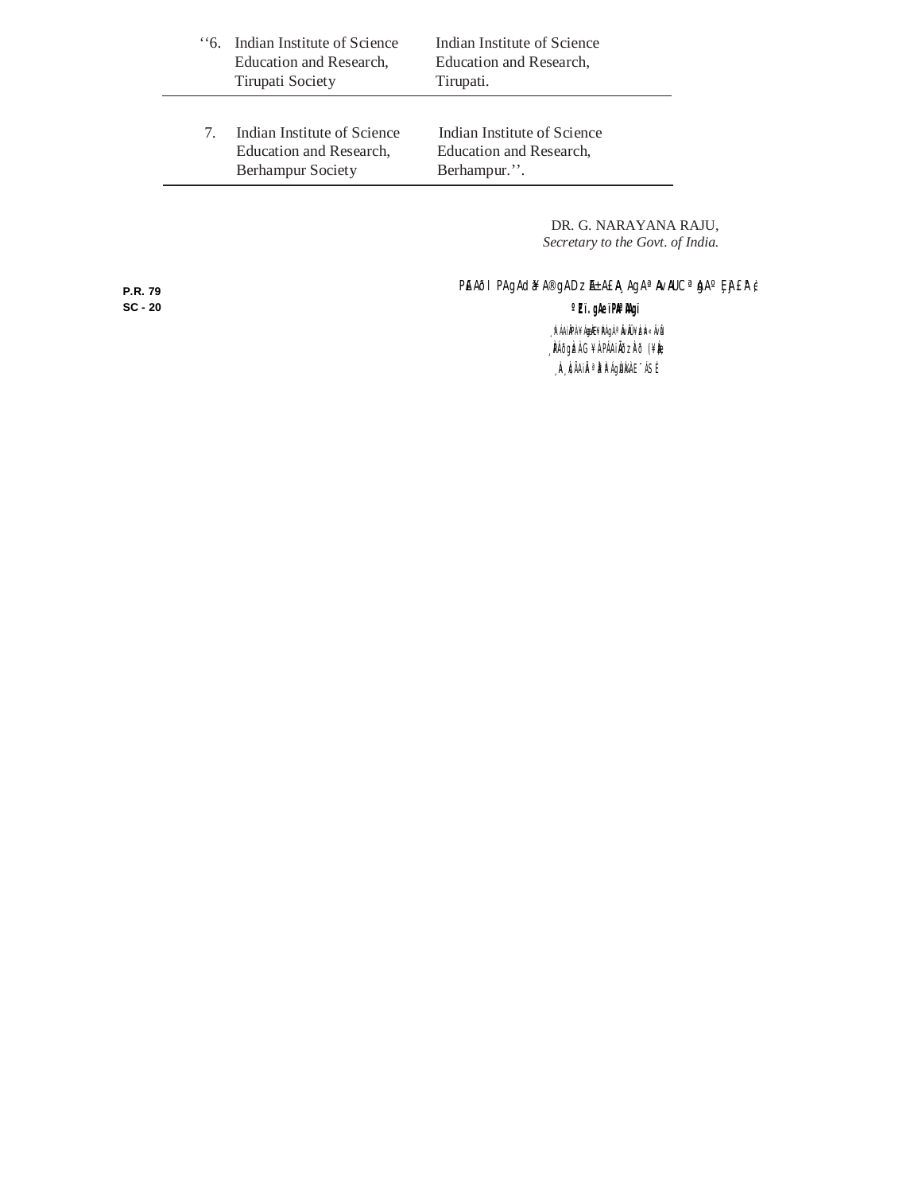| | | |
|---|---|---|
| "6. | Indian Institute of Science Education and Research, Tirupati Society | Indian Institute of Science Education and Research, Tirupati. |
| 7. | Indian Institute of Science Education and Research, Berhampur Society | Indian Institute of Science Education and Research, Berhampur.". |

DR. G. NARAYANA RAJU,
*Secretary to the Govt. of India.*

P.R. 79
SC - 20

PÉÁðI PÀgÀdÄð¥À®gÀDzÀ ɱÀA£À¸ÀgÀªÀAvÀUÉ ªÀgÀªÀ E¸À£À¸É

ªÀÄ.gÀ¸ÀvÀgÀÄ

¸À ÀA¥À ¥ÀgÉÆÃ¥ÀgÀªÀÄ¥À ÀÄ« ÀÄ

¸ÀÁðgÀAG ¥ÀPÀAiÀÄzÀð (¥À

¸À ¸À¸ÀAiÀÄ ªÀ ÀÄgÀ ÀÄE ¨ÁSÉ